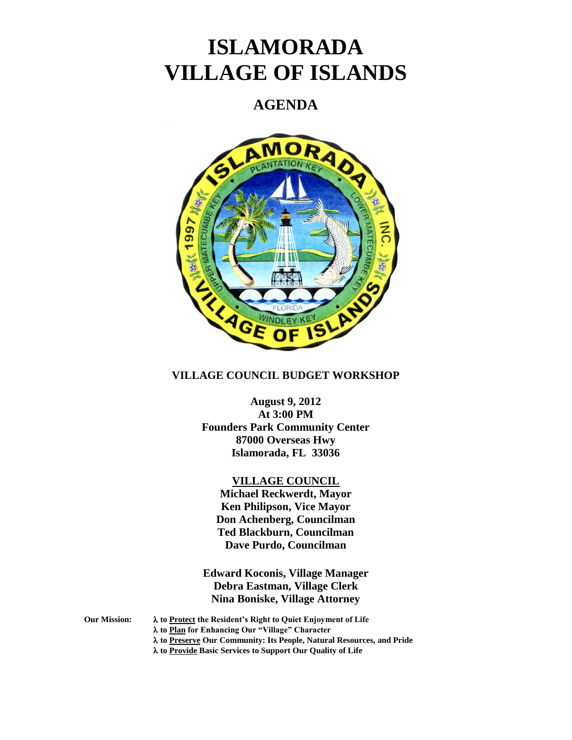# ISLAMORADA VILLAGE OF ISLANDS

## AGENDA

**VILLAGE COUNCIL BUDGET WORKSHOP**

**August 9, 2012**
**At 3:00 PM**
**Founders Park Community Center**
**87000 Overseas Hwy**
**Islamorada, FL 33036**

**VILLAGE COUNCIL**

**Michael Reckwerdt, Mayor**
**Ken Philipson, Vice Mayor**
**Don Achenberg, Councilman**
**Ted Blackburn, Councilman**
**Dave Purdo, Councilman**

**Edward Koconis, Village Manager**
**Debra Eastman, Village Clerk**
**Nina Boniske, Village Attorney**

**Our Mission:**

- **to Protect the Resident's Right to Quiet Enjoyment of Life**
- **to Plan for Enhancing Our "Village" Character**
- **to Preserve Our Community: Its People, Natural Resources, and Pride**
- **to Provide Basic Services to Support Our Quality of Life**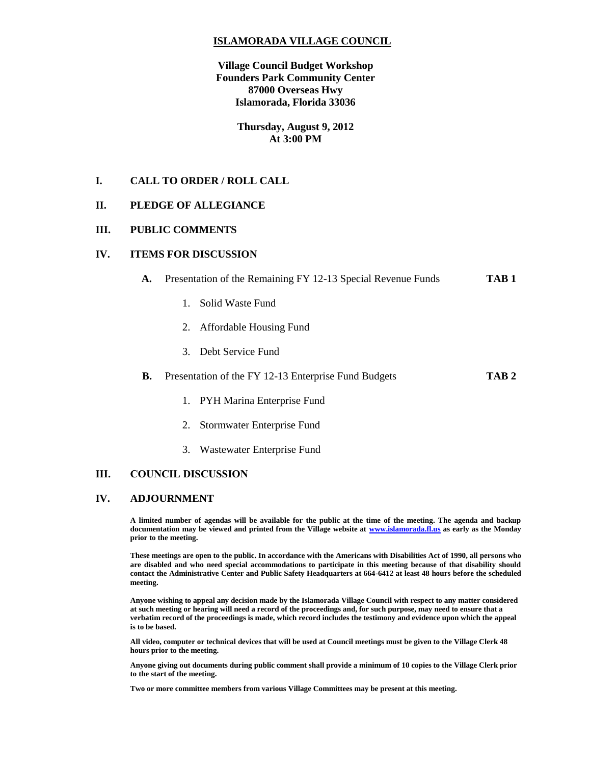# ISLAMORADA VILLAGE COUNCIL

**Village Council Budget Workshop**
**Founders Park Community Center**
**87000 Overseas Hwy**
**Islamorada, Florida 33036**

**Thursday, August 9, 2012**
**At 3:00 PM**

**I. CALL TO ORDER / ROLL CALL**

**II. PLEDGE OF ALLEGIANCE**

**III. PUBLIC COMMENTS**

**IV. ITEMS FOR DISCUSSION**

**A.** Presentation of the Remaining FY 12-13 Special Revenue Funds **TAB 1**

1. Solid Waste Fund
2. Affordable Housing Fund
3. Debt Service Fund

**B.** Presentation of the FY 12-13 Enterprise Fund Budgets **TAB 2**

1. PYH Marina Enterprise Fund
2. Stormwater Enterprise Fund
3. Wastewater Enterprise Fund

**III. COUNCIL DISCUSSION**

**IV. ADJOURNMENT**

**A limited number of agendas will be available for the public at the time of the meeting. The agenda and backup documentation may be viewed and printed from the Village website at [www.islamorada.fl.us](http://www.islamorada.fl.us) as early as the Monday prior to the meeting.**

**These meetings are open to the public. In accordance with the Americans with Disabilities Act of 1990, all persons who are disabled and who need special accommodations to participate in this meeting because of that disability should contact the Administrative Center and Public Safety Headquarters at 664-6412 at least 48 hours before the scheduled meeting.**

**Anyone wishing to appeal any decision made by the Islamorada Village Council with respect to any matter considered at such meeting or hearing will need a record of the proceedings and, for such purpose, may need to ensure that a verbatim record of the proceedings is made, which record includes the testimony and evidence upon which the appeal is to be based.**

**All video, computer or technical devices that will be used at Council meetings must be given to the Village Clerk 48 hours prior to the meeting.**

**Anyone giving out documents during public comment shall provide a minimum of 10 copies to the Village Clerk prior to the start of the meeting.**

**Two or more committee members from various Village Committees may be present at this meeting.**